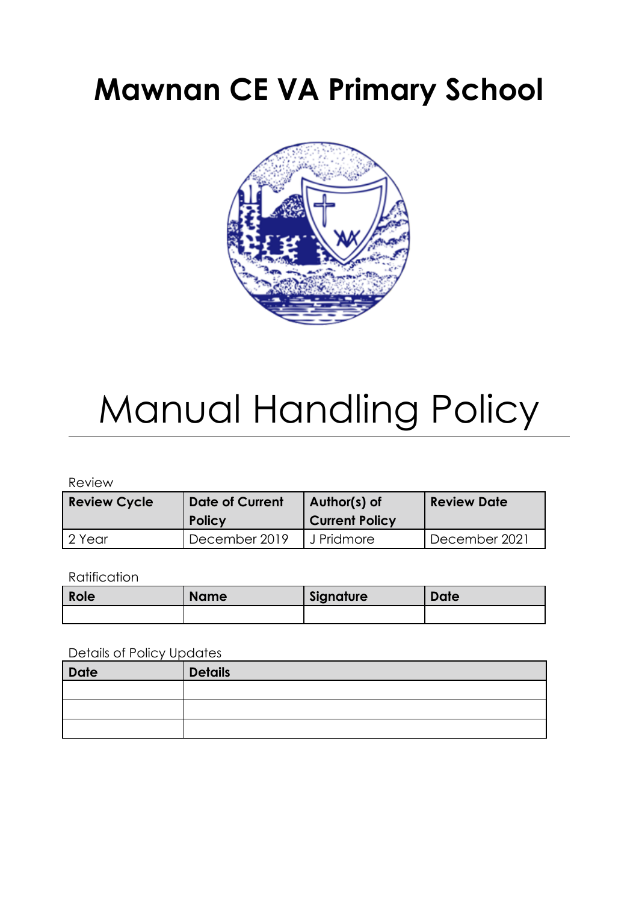# Mawnan CE VA Primary School

# Manual Handling Policy

Review

| Review Cycle | Date of Current Policy | Author(s) of Current Policy | Review Date |
|---|---|---|---|
| 2 Year | December 2019 | J Pridmore | December 2021 |

Ratification

| Role | Name | Signature | Date |
|---|---|---|---|
| | | | |

Details of Policy Updates

| Date | Details |
|---|---|
| | |
| | |
| | |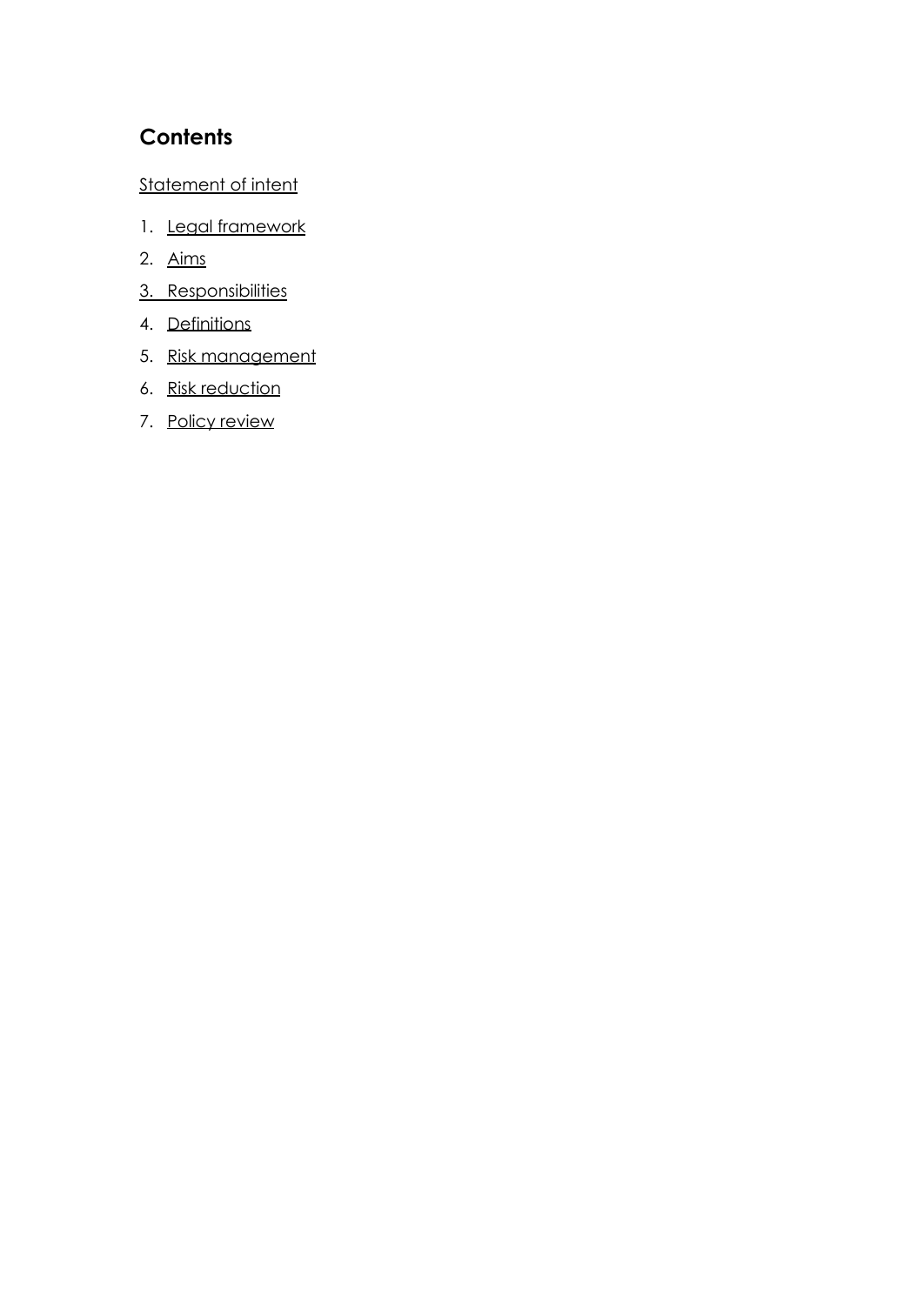## Contents

Statement of intent

1. Legal framework
2. Aims
3. Responsibilities
4. Definitions
5. Risk management
6. Risk reduction
7. Policy review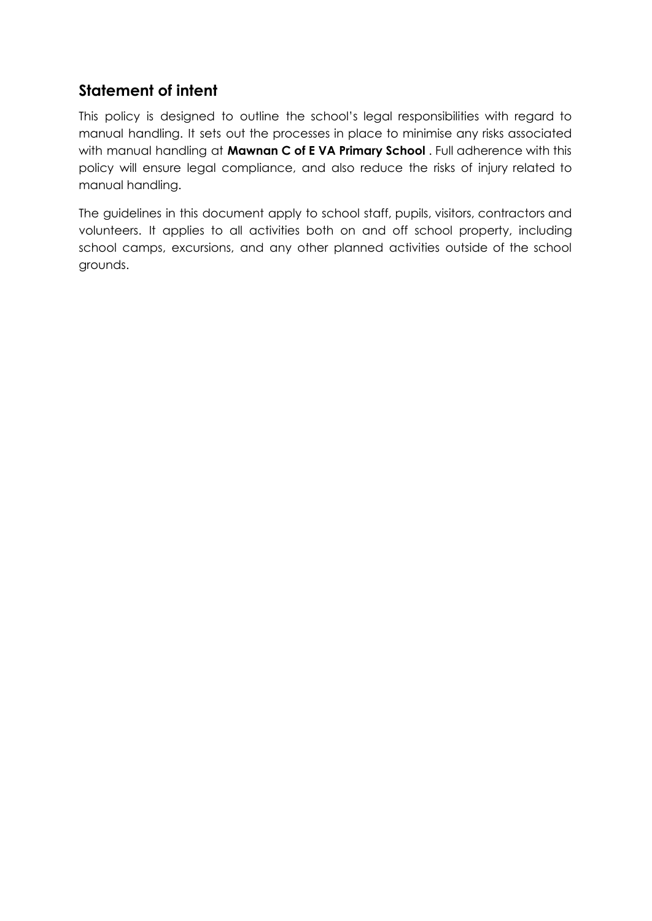## Statement of intent

This policy is designed to outline the school's legal responsibilities with regard to manual handling. It sets out the processes in place to minimise any risks associated with manual handling at **Mawnan C of E VA Primary School** . Full adherence with this policy will ensure legal compliance, and also reduce the risks of injury related to manual handling.

The guidelines in this document apply to school staff, pupils, visitors, contractors and volunteers. It applies to all activities both on and off school property, including school camps, excursions, and any other planned activities outside of the school grounds.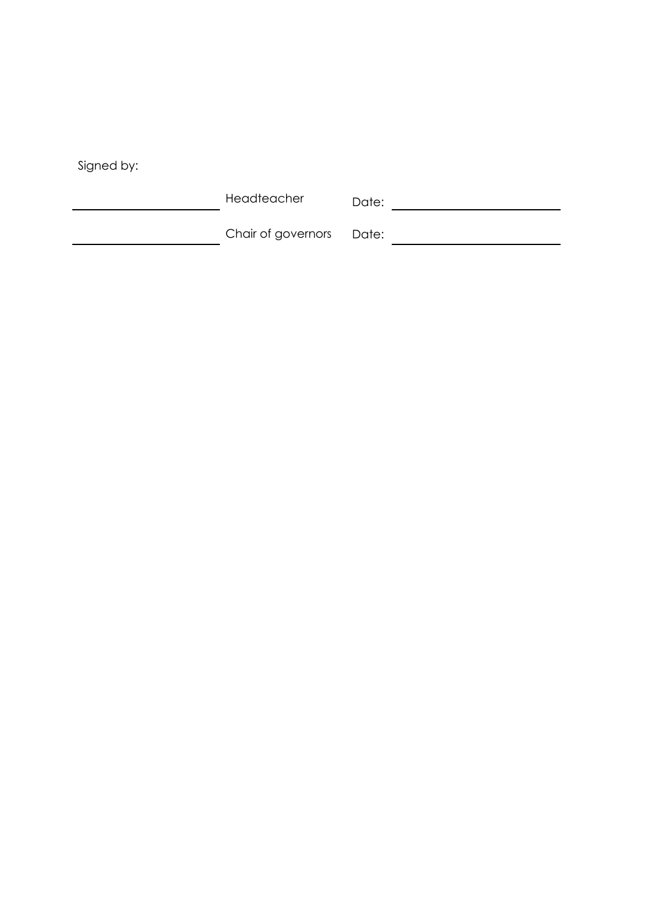Signed by:

| | | | |
|---|---|---|---|
| ______________________ | Headteacher | Date: | ______________________ |
| ______________________ | Chair of governors | Date: | ______________________ |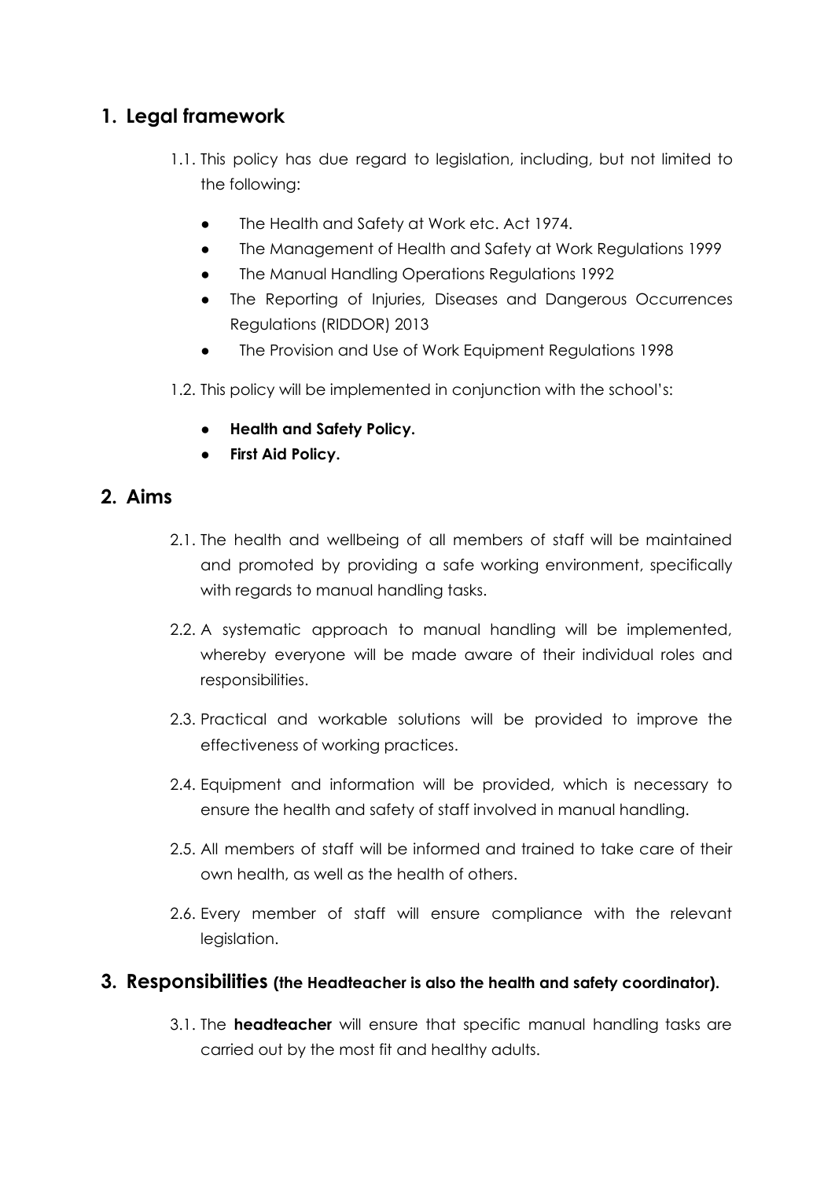## 1. Legal framework

1.1. This policy has due regard to legislation, including, but not limited to the following:

- The Health and Safety at Work etc. Act 1974.
- The Management of Health and Safety at Work Regulations 1999
- The Manual Handling Operations Regulations 1992
- The Reporting of Injuries, Diseases and Dangerous Occurrences Regulations (RIDDOR) 2013
- The Provision and Use of Work Equipment Regulations 1998

1.2. This policy will be implemented in conjunction with the school's:

- **Health and Safety Policy.**
- **First Aid Policy.**

## 2. Aims

2.1. The health and wellbeing of all members of staff will be maintained and promoted by providing a safe working environment, specifically with regards to manual handling tasks.

2.2. A systematic approach to manual handling will be implemented, whereby everyone will be made aware of their individual roles and responsibilities.

2.3. Practical and workable solutions will be provided to improve the effectiveness of working practices.

2.4. Equipment and information will be provided, which is necessary to ensure the health and safety of staff involved in manual handling.

2.5. All members of staff will be informed and trained to take care of their own health, as well as the health of others.

2.6. Every member of staff will ensure compliance with the relevant legislation.

## 3. Responsibilities (the Headteacher is also the health and safety coordinator).

3.1. The **headteacher** will ensure that specific manual handling tasks are carried out by the most fit and healthy adults.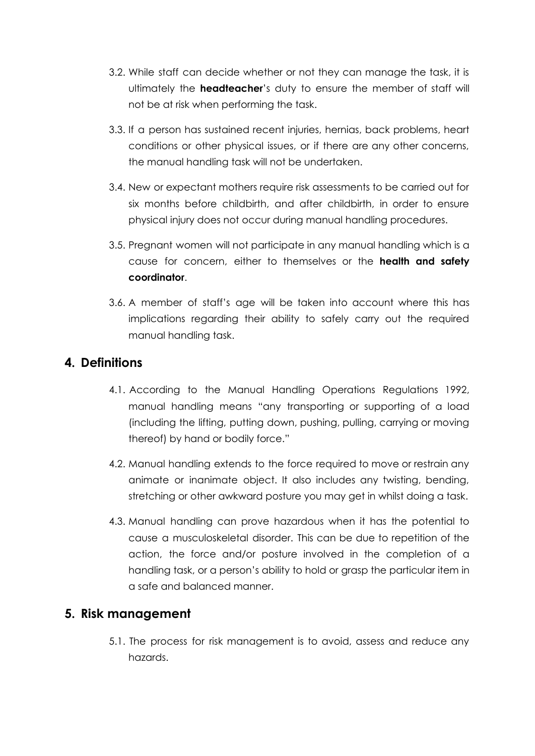3.2. While staff can decide whether or not they can manage the task, it is ultimately the **headteacher**'s duty to ensure the member of staff will not be at risk when performing the task.

3.3. If a person has sustained recent injuries, hernias, back problems, heart conditions or other physical issues, or if there are any other concerns, the manual handling task will not be undertaken.

3.4. New or expectant mothers require risk assessments to be carried out for six months before childbirth, and after childbirth, in order to ensure physical injury does not occur during manual handling procedures.

3.5. Pregnant women will not participate in any manual handling which is a cause for concern, either to themselves or the **health and safety coordinator**.

3.6. A member of staff's age will be taken into account where this has implications regarding their ability to safely carry out the required manual handling task.

## 4. Definitions

4.1. According to the Manual Handling Operations Regulations 1992, manual handling means "any transporting or supporting of a load (including the lifting, putting down, pushing, pulling, carrying or moving thereof) by hand or bodily force."

4.2. Manual handling extends to the force required to move or restrain any animate or inanimate object. It also includes any twisting, bending, stretching or other awkward posture you may get in whilst doing a task.

4.3. Manual handling can prove hazardous when it has the potential to cause a musculoskeletal disorder. This can be due to repetition of the action, the force and/or posture involved in the completion of a handling task, or a person's ability to hold or grasp the particular item in a safe and balanced manner.

## 5. Risk management

5.1. The process for risk management is to avoid, assess and reduce any hazards.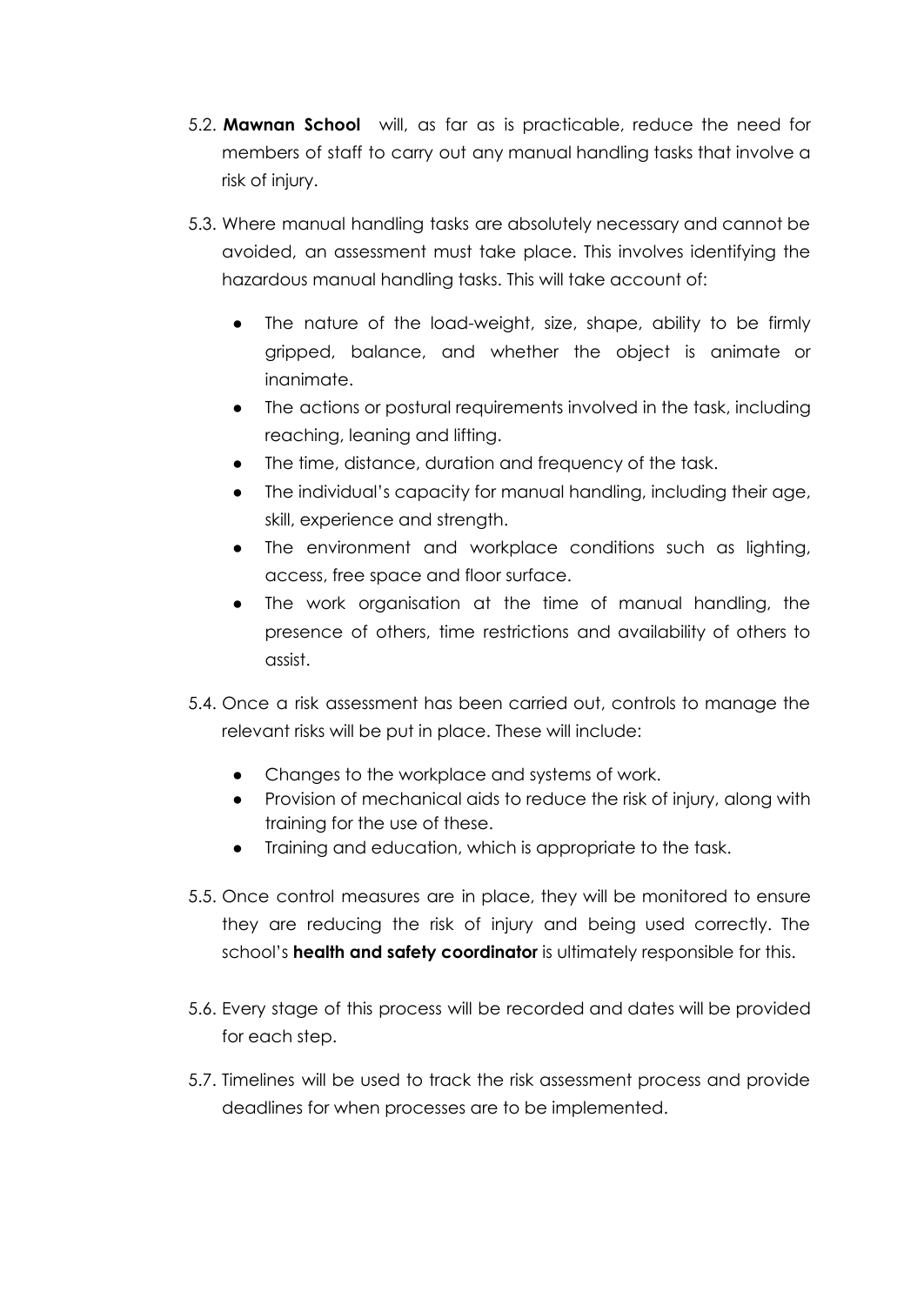5.2. **Mawnan School** will, as far as is practicable, reduce the need for members of staff to carry out any manual handling tasks that involve a risk of injury.

5.3. Where manual handling tasks are absolutely necessary and cannot be avoided, an assessment must take place. This involves identifying the hazardous manual handling tasks. This will take account of:

- The nature of the load-weight, size, shape, ability to be firmly gripped, balance, and whether the object is animate or inanimate.
- The actions or postural requirements involved in the task, including reaching, leaning and lifting.
- The time, distance, duration and frequency of the task.
- The individual's capacity for manual handling, including their age, skill, experience and strength.
- The environment and workplace conditions such as lighting, access, free space and floor surface.
- The work organisation at the time of manual handling, the presence of others, time restrictions and availability of others to assist.

5.4. Once a risk assessment has been carried out, controls to manage the relevant risks will be put in place. These will include:

- Changes to the workplace and systems of work.
- Provision of mechanical aids to reduce the risk of injury, along with training for the use of these.
- Training and education, which is appropriate to the task.

5.5. Once control measures are in place, they will be monitored to ensure they are reducing the risk of injury and being used correctly. The school's **health and safety coordinator** is ultimately responsible for this.

5.6. Every stage of this process will be recorded and dates will be provided for each step.

5.7. Timelines will be used to track the risk assessment process and provide deadlines for when processes are to be implemented.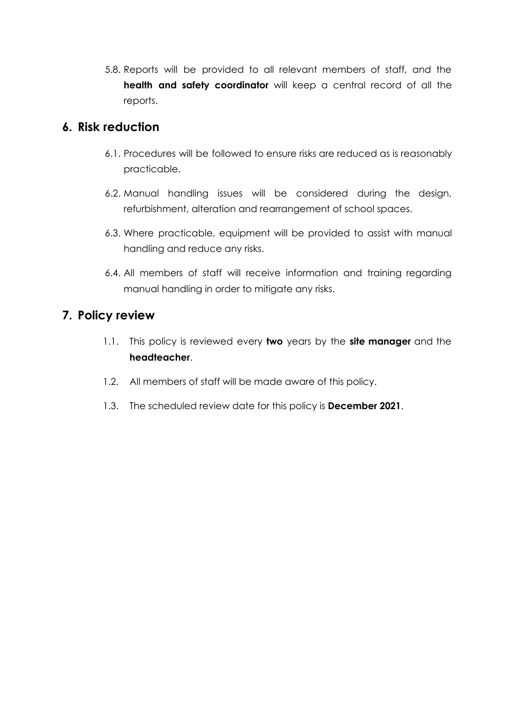5.8. Reports will be provided to all relevant members of staff, and the **health and safety coordinator** will keep a central record of all the reports.

## 6. Risk reduction

6.1. Procedures will be followed to ensure risks are reduced as is reasonably practicable.

6.2. Manual handling issues will be considered during the design, refurbishment, alteration and rearrangement of school spaces.

6.3. Where practicable, equipment will be provided to assist with manual handling and reduce any risks.

6.4. All members of staff will receive information and training regarding manual handling in order to mitigate any risks.

## 7. Policy review

1.1. This policy is reviewed every **two** years by the **site manager** and the **headteacher**.

1.2. All members of staff will be made aware of this policy.

1.3. The scheduled review date for this policy is **December 2021**.